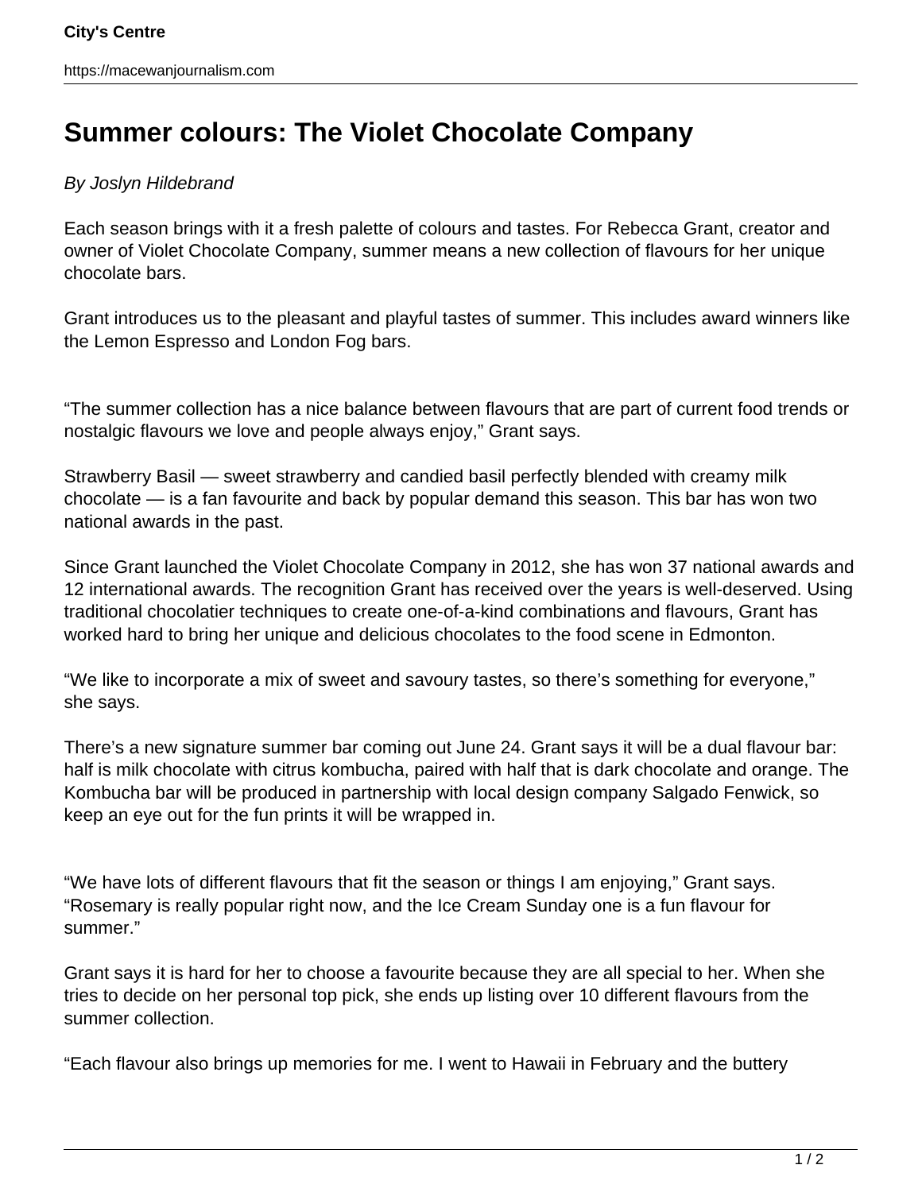# Summer colours: The Violet Chocolate Company

*By Joslyn Hildebrand*

Each season brings with it a fresh palette of colours and tastes. For Rebecca Grant, creator and owner of Violet Chocolate Company, summer means a new collection of flavours for her unique chocolate bars.

Grant introduces us to the pleasant and playful tastes of summer. This includes award winners like the Lemon Espresso and London Fog bars.

"The summer collection has a nice balance between flavours that are part of current food trends or nostalgic flavours we love and people always enjoy," Grant says.

Strawberry Basil — sweet strawberry and candied basil perfectly blended with creamy milk chocolate — is a fan favourite and back by popular demand this season. This bar has won two national awards in the past.

Since Grant launched the Violet Chocolate Company in 2012, she has won 37 national awards and 12 international awards. The recognition Grant has received over the years is well-deserved. Using traditional chocolatier techniques to create one-of-a-kind combinations and flavours, Grant has worked hard to bring her unique and delicious chocolates to the food scene in Edmonton.

"We like to incorporate a mix of sweet and savoury tastes, so there's something for everyone," she says.

There's a new signature summer bar coming out June 24. Grant says it will be a dual flavour bar: half is milk chocolate with citrus kombucha, paired with half that is dark chocolate and orange. The Kombucha bar will be produced in partnership with local design company Salgado Fenwick, so keep an eye out for the fun prints it will be wrapped in.

"We have lots of different flavours that fit the season or things I am enjoying," Grant says. "Rosemary is really popular right now, and the Ice Cream Sunday one is a fun flavour for summer."

Grant says it is hard for her to choose a favourite because they are all special to her. When she tries to decide on her personal top pick, she ends up listing over 10 different flavours from the summer collection.

"Each flavour also brings up memories for me. I went to Hawaii in February and the buttery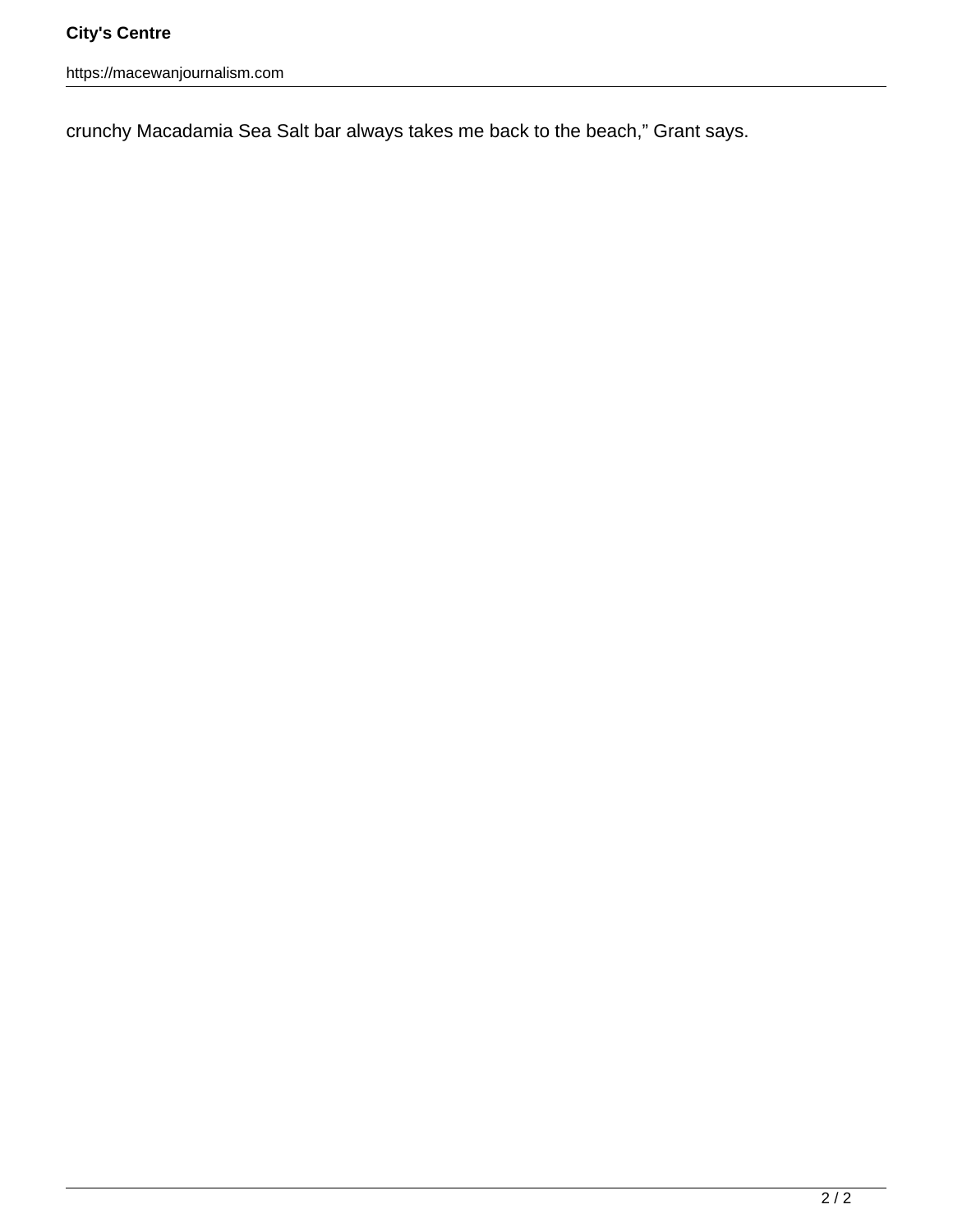crunchy Macadamia Sea Salt bar always takes me back to the beach," Grant says.